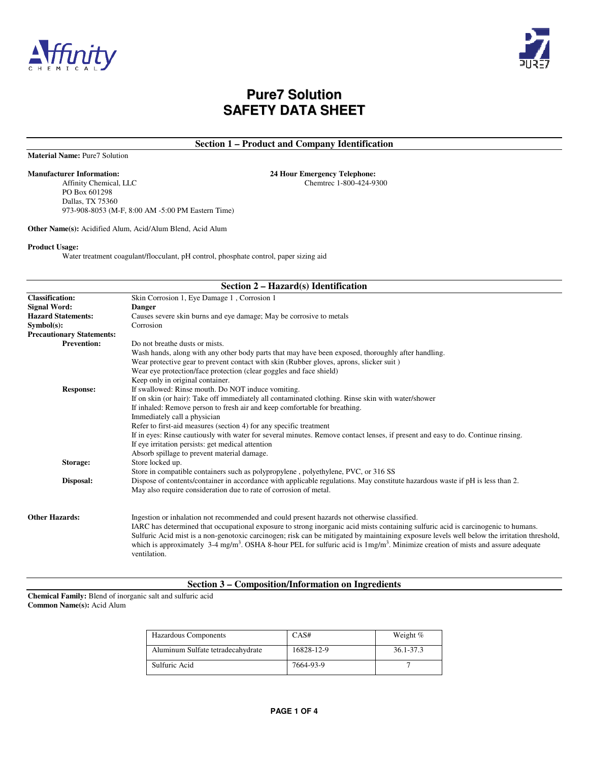# Pure7 Solution
# SAFETY DATA SHEET

## Section 1 – Product and Company Identification

**Material Name:** Pure7 Solution

**Manufacturer Information:**
Affinity Chemical, LLC
PO Box 601298
Dallas, TX 75360
973-908-8053 (M-F, 8:00 AM -5:00 PM Eastern Time)

**24 Hour Emergency Telephone:**
Chemtrec 1-800-424-9300

**Other Name(s):** Acidified Alum, Acid/Alum Blend, Acid Alum

**Product Usage:**
Water treatment coagulant/flocculant, pH control, phosphate control, paper sizing aid

## Section 2 – Hazard(s) Identification

**Classification:** Skin Corrosion 1, Eye Damage 1 , Corrosion 1

**Signal Word:** **Danger**

**Hazard Statements:** Causes severe skin burns and eye damage; May be corrosive to metals

**Symbol(s):** Corrosion

**Precautionary Statements:**

**Prevention:**
Do not breathe dusts or mists.
Wash hands, along with any other body parts that may have been exposed, thoroughly after handling.
Wear protective gear to prevent contact with skin (Rubber gloves, aprons, slicker suit )
Wear eye protection/face protection (clear goggles and face shield)
Keep only in original container.

**Response:**
If swallowed: Rinse mouth. Do NOT induce vomiting.
If on skin (or hair): Take off immediately all contaminated clothing. Rinse skin with water/shower
If inhaled: Remove person to fresh air and keep comfortable for breathing.
Immediately call a physician
Refer to first-aid measures (section 4) for any specific treatment
If in eyes: Rinse cautiously with water for several minutes. Remove contact lenses, if present and easy to do. Continue rinsing.
If eye irritation persists: get medical attention
Absorb spillage to prevent material damage.

**Storage:**
Store locked up.
Store in compatible containers such as polypropylene , polyethylene, PVC, or 316 SS

**Disposal:**
Dispose of contents/container in accordance with applicable regulations. May constitute hazardous waste if pH is less than 2.
May also require consideration due to rate of corrosion of metal.

**Other Hazards:**
Ingestion or inhalation not recommended and could present hazards not otherwise classified.
IARC has determined that occupational exposure to strong inorganic acid mists containing sulfuric acid is carcinogenic to humans.
Sulfuric Acid mist is a non-genotoxic carcinogen; risk can be mitigated by maintaining exposure levels well below the irritation threshold, which is approximately 3-4 $mg/m^3$. OSHA 8-hour PEL for sulfuric acid is 1$mg/m^3$. Minimize creation of mists and assure adequate ventilation.

## Section 3 – Composition/Information on Ingredients

**Chemical Family:** Blend of inorganic salt and sulfuric acid
**Common Name(s):** Acid Alum

| Hazardous Components | CAS# | Weight % |
|---|---|---|
| Aluminum Sulfate tetradecahydrate | 16828-12-9 | 36.1-37.3 |
| Sulfuric Acid | 7664-93-9 | 7 |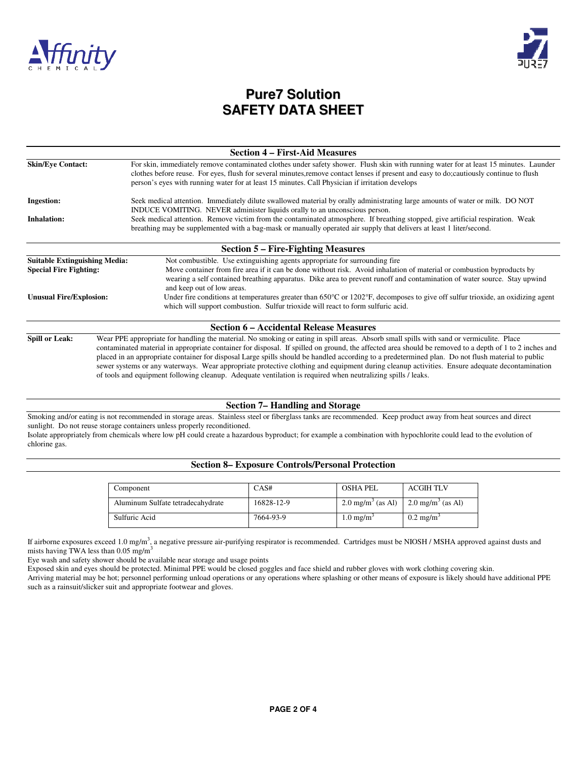# Pure7 Solution
# SAFETY DATA SHEET

## Section 4 – First-Aid Measures

**Skin/Eye Contact:** For skin, immediately remove contaminated clothes under safety shower. Flush skin with running water for at least 15 minutes. Launder clothes before reuse. For eyes, flush for several minutes,remove contact lenses if present and easy to do;cautiously continue to flush person's eyes with running water for at least 15 minutes. Call Physician if irritation develops

**Ingestion:** Seek medical attention. Immediately dilute swallowed material by orally administrating large amounts of water or milk. DO NOT INDUCE VOMITING. NEVER administer liquids orally to an unconscious person.

**Inhalation:** Seek medical attention. Remove victim from the contaminated atmosphere. If breathing stopped, give artificial respiration. Weak breathing may be supplemented with a bag-mask or manually operated air supply that delivers at least 1 liter/second.

## Section 5 – Fire-Fighting Measures

**Suitable Extinguishing Media:** Not combustible. Use extinguishing agents appropriate for surrounding fire

**Special Fire Fighting:** Move container from fire area if it can be done without risk. Avoid inhalation of material or combustion byproducts by wearing a self contained breathing apparatus. Dike area to prevent runoff and contamination of water source. Stay upwind and keep out of low areas.

**Unusual Fire/Explosion:** Under fire conditions at temperatures greater than 650°C or 1202°F, decomposes to give off sulfur trioxide, an oxidizing agent which will support combustion. Sulfur trioxide will react to form sulfuric acid.

## Section 6 – Accidental Release Measures

**Spill or Leak:** Wear PPE appropriate for handling the material. No smoking or eating in spill areas. Absorb small spills with sand or vermiculite. Place contaminated material in appropriate container for disposal. If spilled on ground, the affected area should be removed to a depth of 1 to 2 inches and placed in an appropriate container for disposal Large spills should be handled according to a predetermined plan. Do not flush material to public sewer systems or any waterways. Wear appropriate protective clothing and equipment during cleanup activities. Ensure adequate decontamination of tools and equipment following cleanup. Adequate ventilation is required when neutralizing spills / leaks.

## Section 7– Handling and Storage

Smoking and/or eating is not recommended in storage areas. Stainless steel or fiberglass tanks are recommended. Keep product away from heat sources and direct sunlight. Do not reuse storage containers unless properly reconditioned.
Isolate appropriately from chemicals where low pH could create a hazardous byproduct; for example a combination with hypochlorite could lead to the evolution of chlorine gas.

## Section 8– Exposure Controls/Personal Protection

| Component | CAS# | OSHA PEL | ACGIH TLV |
|---|---|---|---|
| Aluminum Sulfate tetradecahydrate | 16828-12-9 | 2.0 mg/m$^3$ (as Al) | 2.0 mg/m$^3$ (as Al) |
| Sulfuric Acid | 7664-93-9 | 1.0 mg/m$^3$ | 0.2 mg/m$^3$ |

If airborne exposures exceed 1.0 mg/m$^3$, a negative pressure air-purifying respirator is recommended. Cartridges must be NIOSH / MSHA approved against dusts and mists having TWA less than 0.05 mg/m$^3$
Eye wash and safety shower should be available near storage and usage points
Exposed skin and eyes should be protected. Minimal PPE would be closed goggles and face shield and rubber gloves with work clothing covering skin.
Arriving material may be hot; personnel performing unload operations or any operations where splashing or other means of exposure is likely should have additional PPE such as a rainsuit/slicker suit and appropriate footwear and gloves.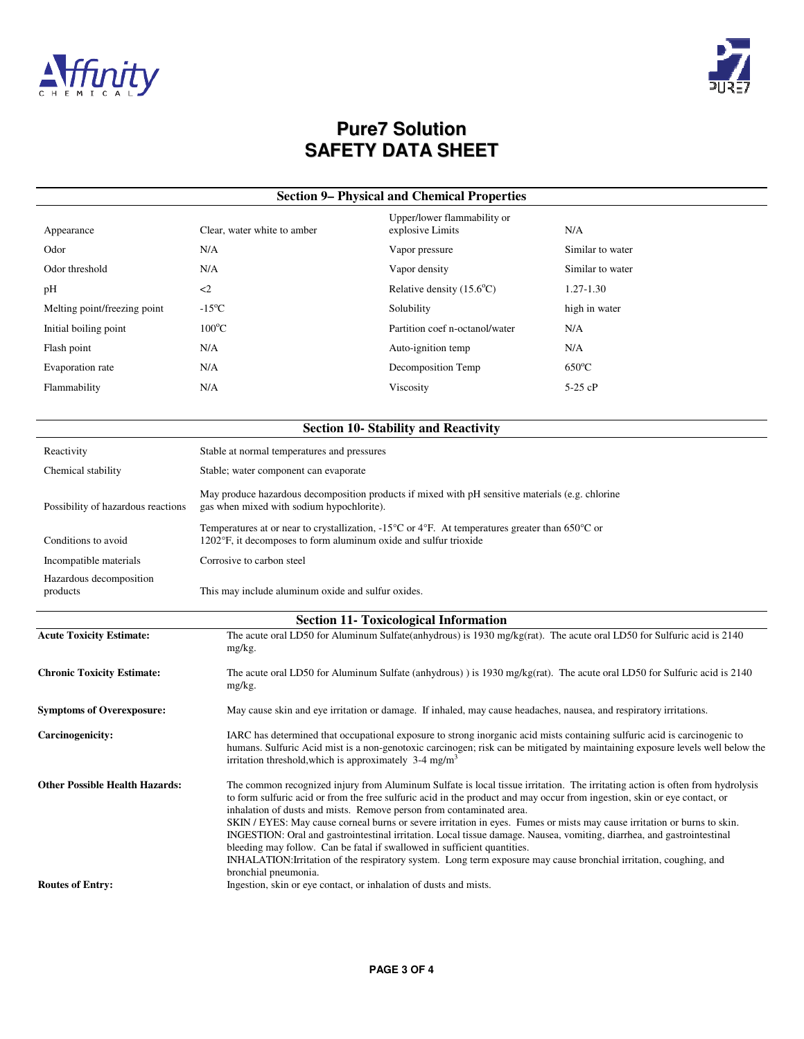# Pure7 Solution
# SAFETY DATA SHEET

## Section 9– Physical and Chemical Properties

| | | | |
|---|---|---|---|
| Appearance | Clear, water white to amber | Upper/lower flammability or explosive Limits | N/A |
| Odor | N/A | Vapor pressure | Similar to water |
| Odor threshold | N/A | Vapor density | Similar to water |
| pH | <2 | Relative density (15.6°C) | 1.27-1.30 |
| Melting point/freezing point | -15°C | Solubility | high in water |
| Initial boiling point | 100°C | Partition coef n-octanol/water | N/A |
| Flash point | N/A | Auto-ignition temp | N/A |
| Evaporation rate | N/A | Decomposition Temp | 650°C |
| Flammability | N/A | Viscosity | 5-25 cP |

## Section 10- Stability and Reactivity

| | |
|---|---|
| Reactivity | Stable at normal temperatures and pressures |
| Chemical stability | Stable; water component can evaporate |
| Possibility of hazardous reactions | May produce hazardous decomposition products if mixed with pH sensitive materials (e.g. chlorine gas when mixed with sodium hypochlorite). |
| Conditions to avoid | Temperatures at or near to crystallization, -15°C or 4°F. At temperatures greater than 650°C or 1202°F, it decomposes to form aluminum oxide and sulfur trioxide |
| Incompatible materials | Corrosive to carbon steel |
| Hazardous decomposition products | This may include aluminum oxide and sulfur oxides. |

## Section 11- Toxicological Information

**Acute Toxicity Estimate:** The acute oral LD50 for Aluminum Sulfate(anhydrous) is 1930 mg/kg(rat). The acute oral LD50 for Sulfuric acid is 2140 mg/kg.

**Chronic Toxicity Estimate:** The acute oral LD50 for Aluminum Sulfate (anhydrous) ) is 1930 mg/kg(rat). The acute oral LD50 for Sulfuric acid is 2140 mg/kg.

**Symptoms of Overexposure:** May cause skin and eye irritation or damage. If inhaled, may cause headaches, nausea, and respiratory irritations.

**Carcinogenicity:** IARC has determined that occupational exposure to strong inorganic acid mists containing sulfuric acid is carcinogenic to humans. Sulfuric Acid mist is a non-genotoxic carcinogen; risk can be mitigated by maintaining exposure levels well below the irritation threshold,which is approximately 3-4 $mg/m^3$

**Other Possible Health Hazards:** The common recognized injury from Aluminum Sulfate is local tissue irritation. The irritating action is often from hydrolysis to form sulfuric acid or from the free sulfuric acid in the product and may occur from ingestion, skin or eye contact, or inhalation of dusts and mists. Remove person from contaminated area.
SKIN / EYES: May cause corneal burns or severe irritation in eyes. Fumes or mists may cause irritation or burns to skin.
INGESTION: Oral and gastrointestinal irritation. Local tissue damage. Nausea, vomiting, diarrhea, and gastrointestinal bleeding may follow. Can be fatal if swallowed in sufficient quantities.
INHALATION:Irritation of the respiratory system. Long term exposure may cause bronchial irritation, coughing, and bronchial pneumonia.

**Routes of Entry:** Ingestion, skin or eye contact, or inhalation of dusts and mists.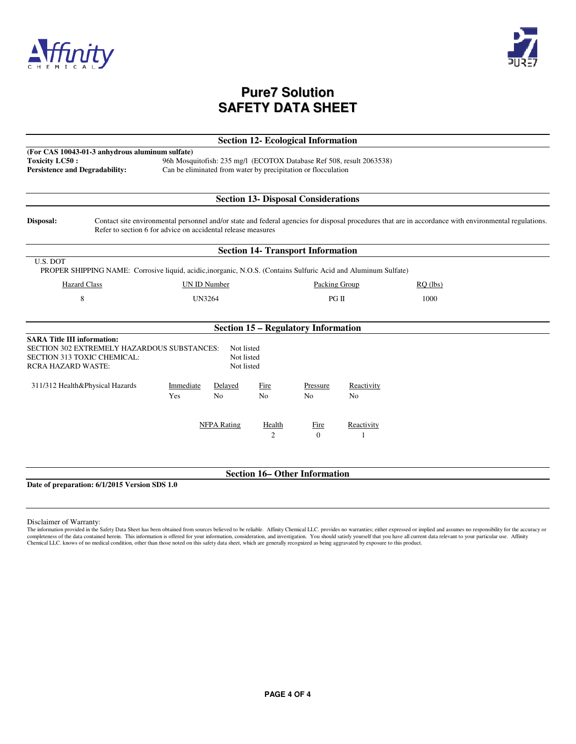# Pure7 Solution
# SAFETY DATA SHEET

## Section 12- Ecological Information

**(For CAS 10043-01-3 anhydrous aluminum sulfate)**

**Toxicity LC50 :** 96h Mosquitofish: 235 mg/l (ECOTOX Database Ref 508, result 2063538)

**Persistence and Degradability:** Can be eliminated from water by precipitation or flocculation

## Section 13- Disposal Considerations

**Disposal:** Contact site environmental personnel and/or state and federal agencies for disposal procedures that are in accordance with environmental regulations. Refer to section 6 for advice on accidental release measures

## Section 14- Transport Information

U.S. DOT

PROPER SHIPPING NAME: Corrosive liquid, acidic,inorganic, N.O.S. (Contains Sulfuric Acid and Aluminum Sulfate)

| Hazard Class | UN ID Number | Packing Group | RQ (lbs) |
|---|---|---|---|
| 8 | UN3264 | PG II | 1000 |

## Section 15 – Regulatory Information

**SARA Title III information:**

SECTION 302 EXTREMELY HAZARDOUS SUBSTANCES: Not listed
SECTION 313 TOXIC CHEMICAL: Not listed
RCRA HAZARD WASTE: Not listed

| 311/312 Health&Physical Hazards | Immediate | Delayed | Fire | Pressure | Reactivity |
|---|---|---|---|---|---|
| | Yes | No | No | No | No |

| NFPA Rating | Health | Fire | Reactivity |
|---|---|---|---|
| | 2 | 0 | 1 |

## Section 16– Other Information

**Date of preparation: 6/1/2015 Version SDS 1.0**

Disclaimer of Warranty:

The information provided in the Safety Data Sheet has been obtained from sources believed to be reliable. Affinity Chemical LLC. provides no warranties; either expressed or implied and assumes no responsibility for the accuracy or completeness of the data contained herein. This information is offered for your information, consideration, and investigation. You should satisfy yourself that you have all current data relevant to your particular use. Affinity Chemical LLC. knows of no medical condition, other than those noted on this safety data sheet, which are generally recognized as being aggravated by exposure to this product.